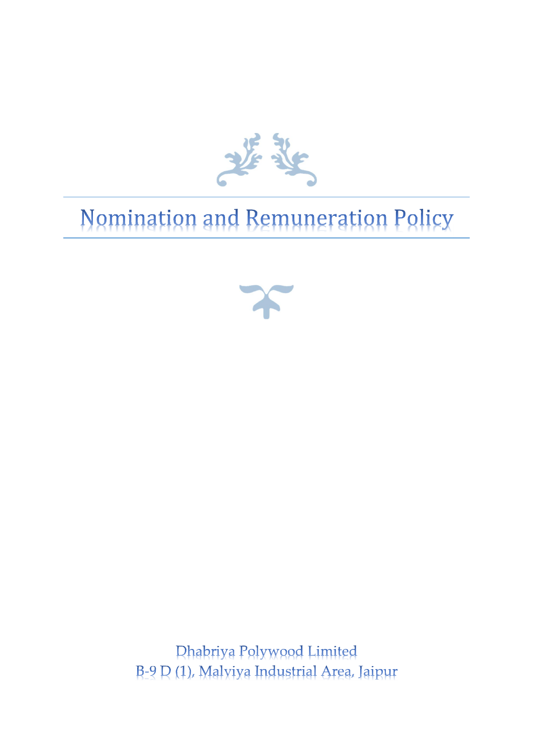# Nomination and Remuneration Policy

Dhabriya Polywood Limited
B-9 D (1), Malviya Industrial Area, Jaipur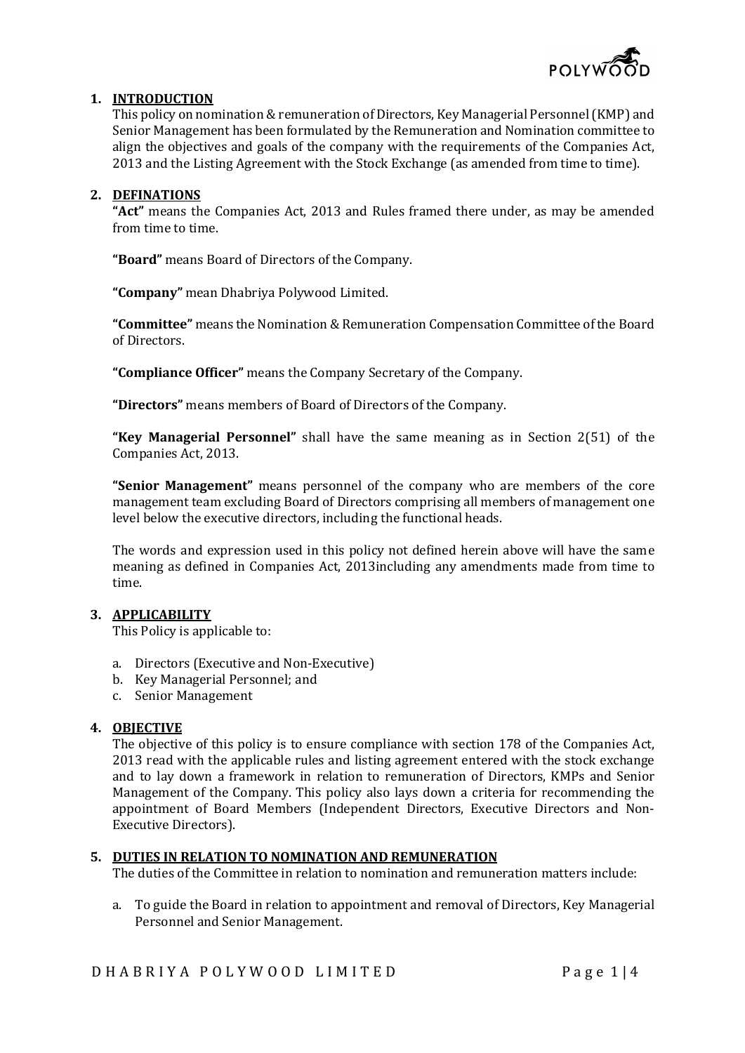## 1. INTRODUCTION

This policy on nomination & remuneration of Directors, Key Managerial Personnel (KMP) and Senior Management has been formulated by the Remuneration and Nomination committee to align the objectives and goals of the company with the requirements of the Companies Act, 2013 and the Listing Agreement with the Stock Exchange (as amended from time to time).

## 2. DEFINATIONS

**"Act"** means the Companies Act, 2013 and Rules framed there under, as may be amended from time to time.

**"Board"** means Board of Directors of the Company.

**"Company"** mean Dhabriya Polywood Limited.

**"Committee"** means the Nomination & Remuneration Compensation Committee of the Board of Directors.

**"Compliance Officer"** means the Company Secretary of the Company.

**"Directors"** means members of Board of Directors of the Company.

**"Key Managerial Personnel"** shall have the same meaning as in Section 2(51) of the Companies Act, 2013.

**"Senior Management"** means personnel of the company who are members of the core management team excluding Board of Directors comprising all members of management one level below the executive directors, including the functional heads.

The words and expression used in this policy not defined herein above will have the same meaning as defined in Companies Act, 2013including any amendments made from time to time.

## 3. APPLICABILITY

This Policy is applicable to:

a. Directors (Executive and Non-Executive)
b. Key Managerial Personnel; and
c. Senior Management

## 4. OBJECTIVE

The objective of this policy is to ensure compliance with section 178 of the Companies Act, 2013 read with the applicable rules and listing agreement entered with the stock exchange and to lay down a framework in relation to remuneration of Directors, KMPs and Senior Management of the Company. This policy also lays down a criteria for recommending the appointment of Board Members (Independent Directors, Executive Directors and Non-Executive Directors).

## 5. DUTIES IN RELATION TO NOMINATION AND REMUNERATION

The duties of the Committee in relation to nomination and remuneration matters include:

a. To guide the Board in relation to appointment and removal of Directors, Key Managerial Personnel and Senior Management.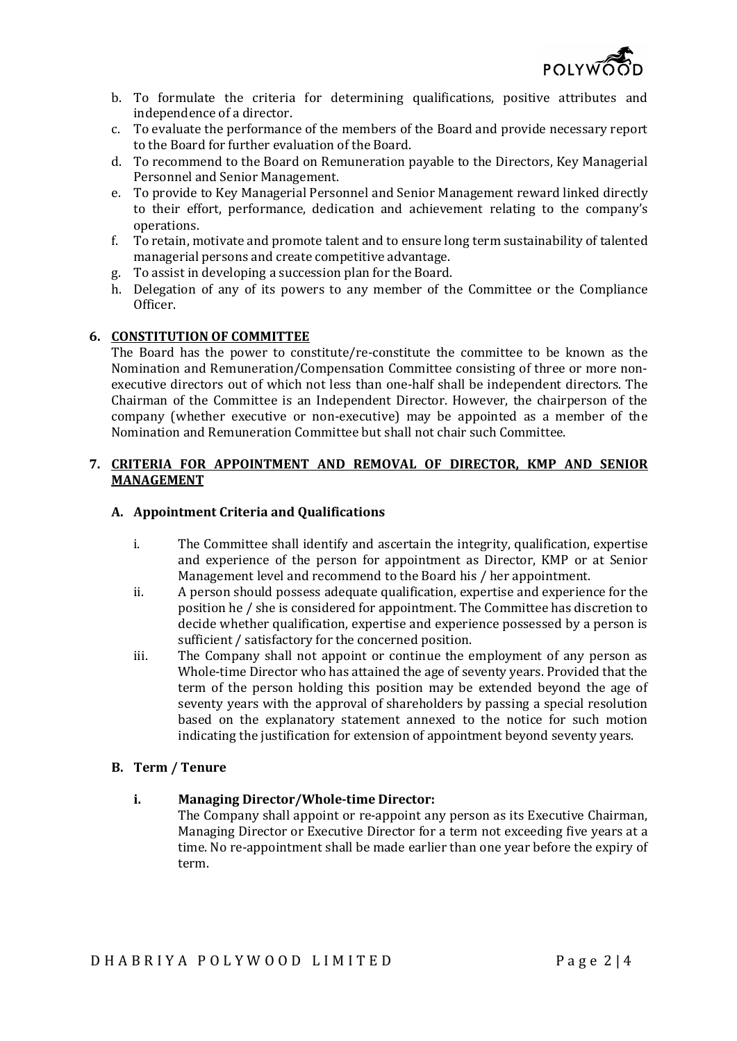b. To formulate the criteria for determining qualifications, positive attributes and independence of a director.
c. To evaluate the performance of the members of the Board and provide necessary report to the Board for further evaluation of the Board.
d. To recommend to the Board on Remuneration payable to the Directors, Key Managerial Personnel and Senior Management.
e. To provide to Key Managerial Personnel and Senior Management reward linked directly to their effort, performance, dedication and achievement relating to the company's operations.
f. To retain, motivate and promote talent and to ensure long term sustainability of talented managerial persons and create competitive advantage.
g. To assist in developing a succession plan for the Board.
h. Delegation of any of its powers to any member of the Committee or the Compliance Officer.

## 6. CONSTITUTION OF COMMITTEE

The Board has the power to constitute/re-constitute the committee to be known as the Nomination and Remuneration/Compensation Committee consisting of three or more non-executive directors out of which not less than one-half shall be independent directors. The Chairman of the Committee is an Independent Director. However, the chairperson of the company (whether executive or non-executive) may be appointed as a member of the Nomination and Remuneration Committee but shall not chair such Committee.

## 7. CRITERIA FOR APPOINTMENT AND REMOVAL OF DIRECTOR, KMP AND SENIOR MANAGEMENT

### A. Appointment Criteria and Qualifications

i. The Committee shall identify and ascertain the integrity, qualification, expertise and experience of the person for appointment as Director, KMP or at Senior Management level and recommend to the Board his / her appointment.

ii. A person should possess adequate qualification, expertise and experience for the position he / she is considered for appointment. The Committee has discretion to decide whether qualification, expertise and experience possessed by a person is sufficient / satisfactory for the concerned position.

iii. The Company shall not appoint or continue the employment of any person as Whole-time Director who has attained the age of seventy years. Provided that the term of the person holding this position may be extended beyond the age of seventy years with the approval of shareholders by passing a special resolution based on the explanatory statement annexed to the notice for such motion indicating the justification for extension of appointment beyond seventy years.

### B. Term / Tenure

**i. Managing Director/Whole-time Director:**

The Company shall appoint or re-appoint any person as its Executive Chairman, Managing Director or Executive Director for a term not exceeding five years at a time. No re-appointment shall be made earlier than one year before the expiry of term.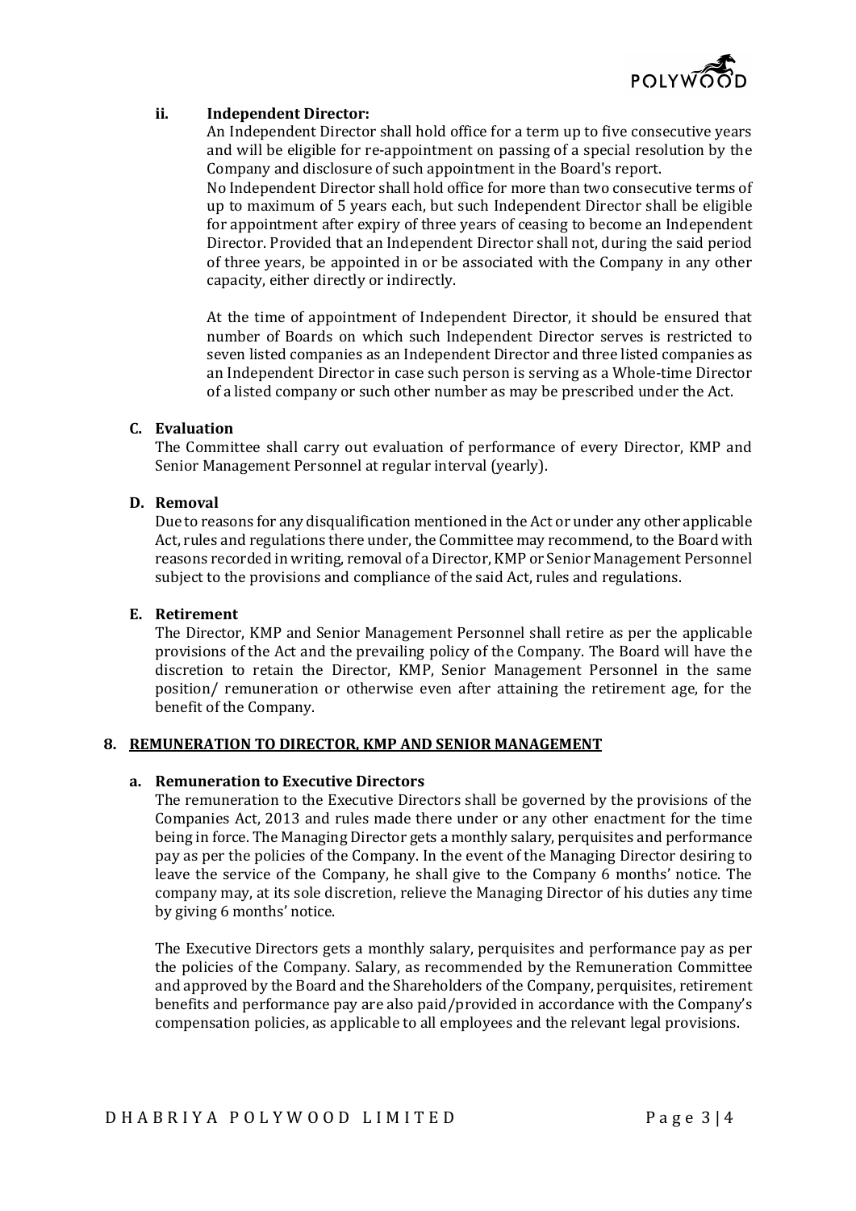**ii. Independent Director:**

An Independent Director shall hold office for a term up to five consecutive years and will be eligible for re-appointment on passing of a special resolution by the Company and disclosure of such appointment in the Board's report.

No Independent Director shall hold office for more than two consecutive terms of up to maximum of 5 years each, but such Independent Director shall be eligible for appointment after expiry of three years of ceasing to become an Independent Director. Provided that an Independent Director shall not, during the said period of three years, be appointed in or be associated with the Company in any other capacity, either directly or indirectly.

At the time of appointment of Independent Director, it should be ensured that number of Boards on which such Independent Director serves is restricted to seven listed companies as an Independent Director and three listed companies as an Independent Director in case such person is serving as a Whole-time Director of a listed company or such other number as may be prescribed under the Act.

### C. Evaluation

The Committee shall carry out evaluation of performance of every Director, KMP and Senior Management Personnel at regular interval (yearly).

### D. Removal

Due to reasons for any disqualification mentioned in the Act or under any other applicable Act, rules and regulations there under, the Committee may recommend, to the Board with reasons recorded in writing, removal of a Director, KMP or Senior Management Personnel subject to the provisions and compliance of the said Act, rules and regulations.

### E. Retirement

The Director, KMP and Senior Management Personnel shall retire as per the applicable provisions of the Act and the prevailing policy of the Company. The Board will have the discretion to retain the Director, KMP, Senior Management Personnel in the same position/ remuneration or otherwise even after attaining the retirement age, for the benefit of the Company.

## 8. <u>REMUNERATION TO DIRECTOR, KMP AND SENIOR MANAGEMENT</u>

### a. Remuneration to Executive Directors

The remuneration to the Executive Directors shall be governed by the provisions of the Companies Act, 2013 and rules made there under or any other enactment for the time being in force. The Managing Director gets a monthly salary, perquisites and performance pay as per the policies of the Company. In the event of the Managing Director desiring to leave the service of the Company, he shall give to the Company 6 months' notice. The company may, at its sole discretion, relieve the Managing Director of his duties any time by giving 6 months' notice.

The Executive Directors gets a monthly salary, perquisites and performance pay as per the policies of the Company. Salary, as recommended by the Remuneration Committee and approved by the Board and the Shareholders of the Company, perquisites, retirement benefits and performance pay are also paid/provided in accordance with the Company's compensation policies, as applicable to all employees and the relevant legal provisions.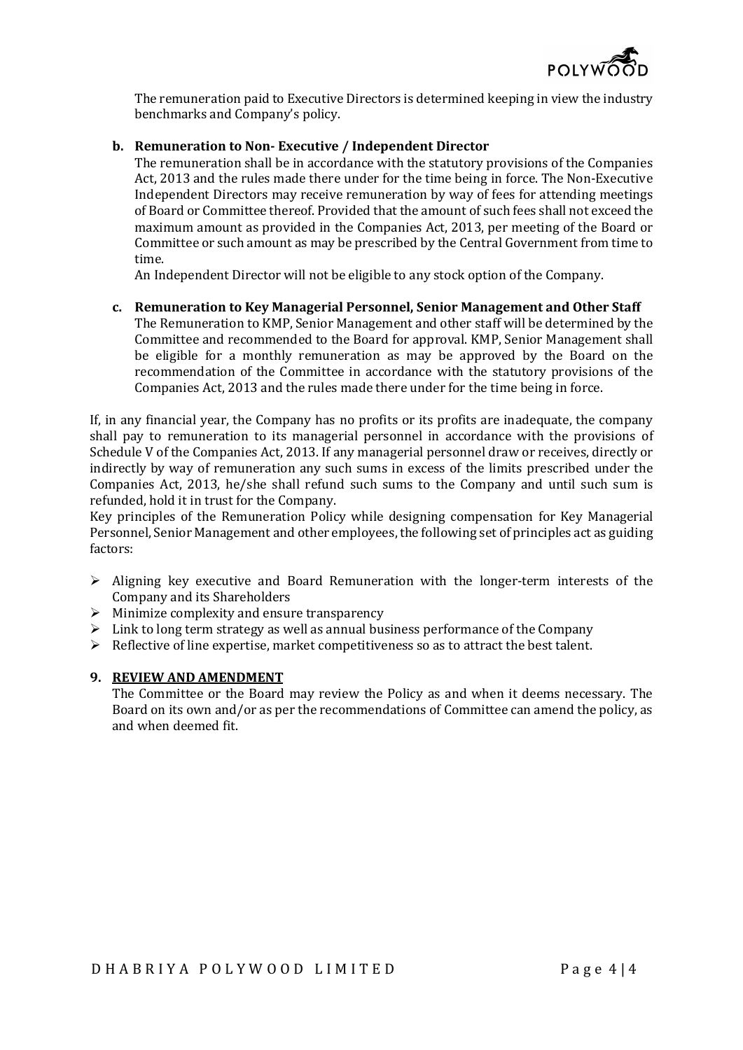The remuneration paid to Executive Directors is determined keeping in view the industry benchmarks and Company's policy.

**b. Remuneration to Non- Executive / Independent Director**

The remuneration shall be in accordance with the statutory provisions of the Companies Act, 2013 and the rules made there under for the time being in force. The Non-Executive Independent Directors may receive remuneration by way of fees for attending meetings of Board or Committee thereof. Provided that the amount of such fees shall not exceed the maximum amount as provided in the Companies Act, 2013, per meeting of the Board or Committee or such amount as may be prescribed by the Central Government from time to time.

An Independent Director will not be eligible to any stock option of the Company.

**c. Remuneration to Key Managerial Personnel, Senior Management and Other Staff**

The Remuneration to KMP, Senior Management and other staff will be determined by the Committee and recommended to the Board for approval. KMP, Senior Management shall be eligible for a monthly remuneration as may be approved by the Board on the recommendation of the Committee in accordance with the statutory provisions of the Companies Act, 2013 and the rules made there under for the time being in force.

If, in any financial year, the Company has no profits or its profits are inadequate, the company shall pay to remuneration to its managerial personnel in accordance with the provisions of Schedule V of the Companies Act, 2013. If any managerial personnel draw or receives, directly or indirectly by way of remuneration any such sums in excess of the limits prescribed under the Companies Act, 2013, he/she shall refund such sums to the Company and until such sum is refunded, hold it in trust for the Company.

Key principles of the Remuneration Policy while designing compensation for Key Managerial Personnel, Senior Management and other employees, the following set of principles act as guiding factors:

- Aligning key executive and Board Remuneration with the longer-term interests of the Company and its Shareholders
- Minimize complexity and ensure transparency
- Link to long term strategy as well as annual business performance of the Company
- Reflective of line expertise, market competitiveness so as to attract the best talent.

## 9. REVIEW AND AMENDMENT

The Committee or the Board may review the Policy as and when it deems necessary. The Board on its own and/or as per the recommendations of Committee can amend the policy, as and when deemed fit.